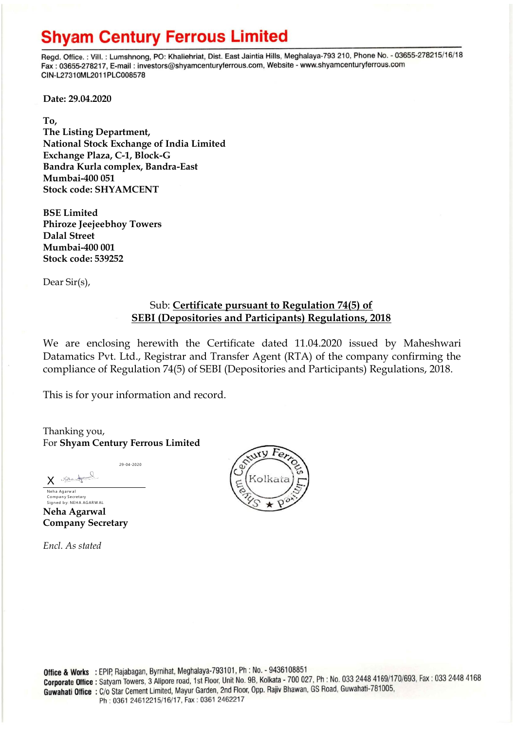# Shyam Century Ferrous Limited

Regd. Office. : Vill. : Lumshnong, PO: Khaliehriat, Dist. East Jaintia Hills, Meghalaya-793 210, Phone No. - 03655-278215/16/18
Fax : 03655-278217, E-mail : investors@shyamcenturyferrous.com, Website - www.shyamcenturyferrous.com
CIN-L27310ML2011PLC008578

**Date: 29.04.2020**

**To,**
**The Listing Department,**
**National Stock Exchange of India Limited**
**Exchange Plaza, C-1, Block-G**
**Bandra Kurla complex, Bandra-East**
**Mumbai-400 051**
**Stock code: SHYAMCENT**

**BSE Limited**
**Phiroze Jeejeebhoy Towers**
**Dalal Street**
**Mumbai-400 001**
**Stock code: 539252**

Dear Sir(s),

Sub: **Certificate pursuant to Regulation 74(5) of SEBI (Depositories and Participants) Regulations, 2018**

We are enclosing herewith the Certificate dated 11.04.2020 issued by Maheshwari Datamatics Pvt. Ltd., Registrar and Transfer Agent (RTA) of the company confirming the compliance of Regulation 74(5) of SEBI (Depositories and Participants) Regulations, 2018.

This is for your information and record.

Thanking you,
For **Shyam Century Ferrous Limited**

29-04-2020

X

Neha Agarwal
Company Secretary
Signed by: NEHA AGARWAL

**Neha Agarwal**
**Company Secretary**

*Encl. As stated*

**Office & Works** : EPIP, Rajabagan, Byrnihat, Meghalaya-793101, Ph : No. - 9436108851
**Corporate Office** : Satyam Towers, 3 Alipore road, 1st Floor, Unit No. 9B, Kolkata - 700 027, Ph : No. 033 2448 4169/170/693, Fax : 033 2448 4168
**Guwahati Office** : C/o Star Cement Limited, Mayur Garden, 2nd Floor, Opp. Rajiv Bhawan, GS Road, Guwahati-781005, Ph : 0361 24612215/16/17, Fax : 0361 2462217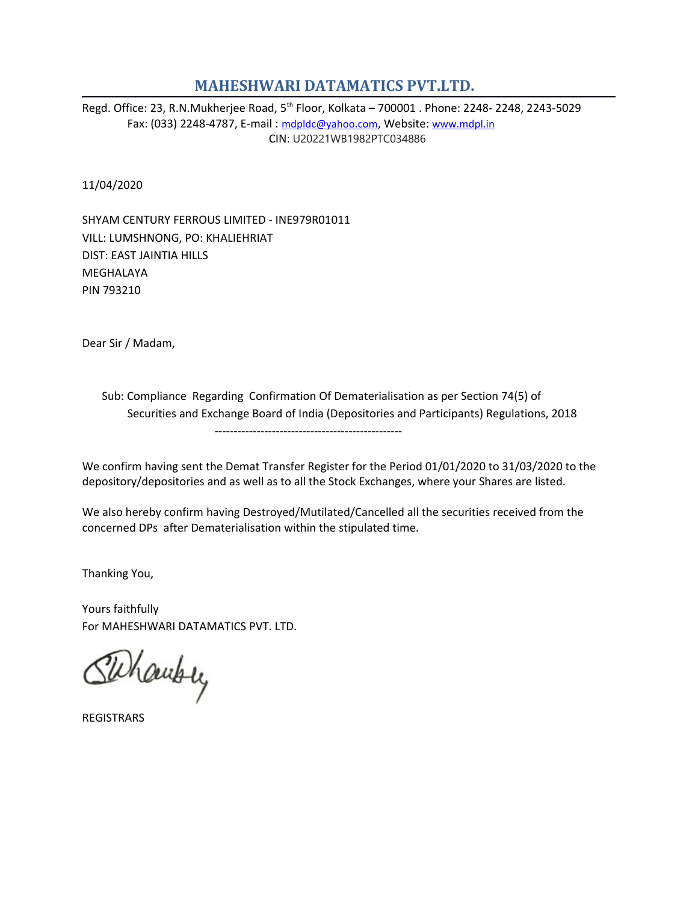# MAHESHWARI DATAMATICS PVT.LTD.

Regd. Office: 23, R.N.Mukherjee Road, 5th Floor, Kolkata – 700001 . Phone: 2248- 2248, 2243-5029
Fax: (033) 2248-4787, E-mail : mdpldc@yahoo.com, Website: www.mdpl.in
CIN: U20221WB1982PTC034886

11/04/2020

SHYAM CENTURY FERROUS LIMITED - INE979R01011
VILL: LUMSHNONG, PO: KHALIEHRIAT
DIST: EAST JAINTIA HILLS
MEGHALAYA
PIN 793210

Dear Sir / Madam,

Sub: Compliance Regarding Confirmation Of Dematerialisation as per Section 74(5) of Securities and Exchange Board of India (Depositories and Participants) Regulations, 2018

We confirm having sent the Demat Transfer Register for the Period 01/01/2020 to 31/03/2020 to the depository/depositories and as well as to all the Stock Exchanges, where your Shares are listed.

We also hereby confirm having Destroyed/Mutilated/Cancelled all the securities received from the concerned DPs after Dematerialisation within the stipulated time.

Thanking You,

Yours faithfully
For MAHESHWARI DATAMATICS PVT. LTD.

REGISTRARS